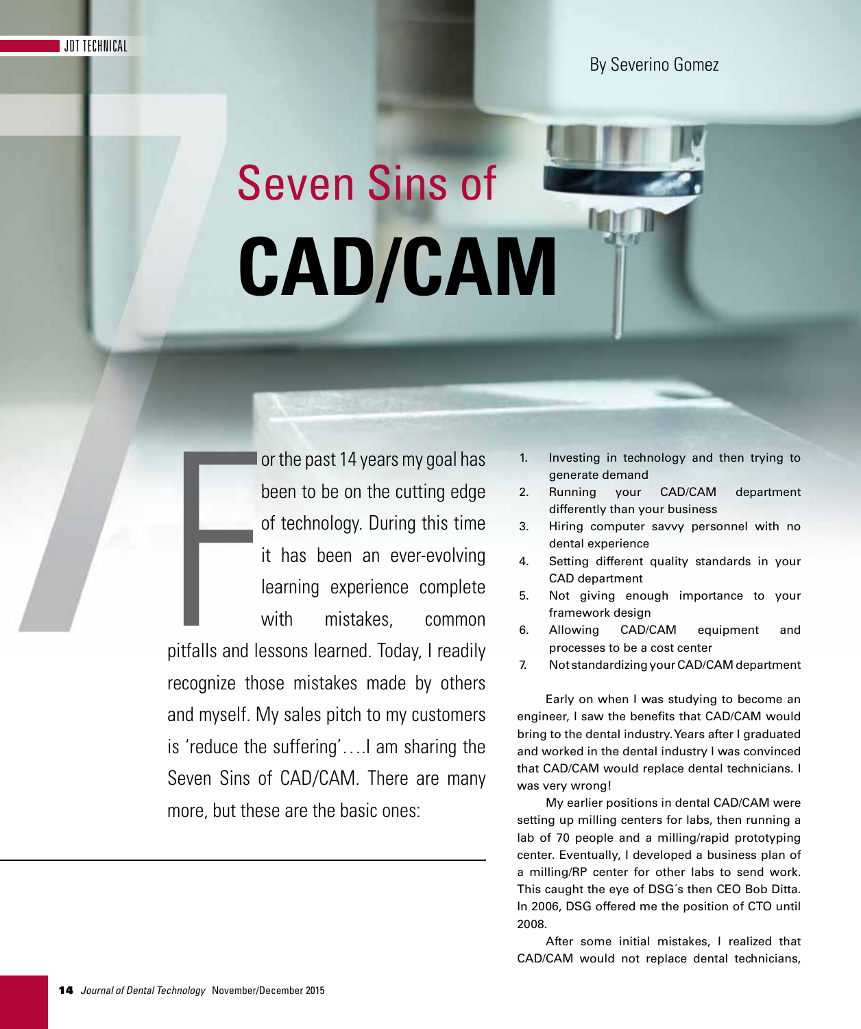# Seven Sins of CAD/CAM

By Severino Gomez

For the past 14 years my goal has been to be on the cutting edge of technology. During this time it has been an ever-evolving learning experience complete with mistakes, common pitfalls and lessons learned. Today, I readily recognize those mistakes made by others and myself. My sales pitch to my customers is 'reduce the suffering'….I am sharing the Seven Sins of CAD/CAM. There are many more, but these are the basic ones:

1. Investing in technology and then trying to generate demand
2. Running your CAD/CAM department differently than your business
3. Hiring computer savvy personnel with no dental experience
4. Setting different quality standards in your CAD department
5. Not giving enough importance to your framework design
6. Allowing CAD/CAM equipment and processes to be a cost center
7. Not standardizing your CAD/CAM department

Early on when I was studying to become an engineer, I saw the benefits that CAD/CAM would bring to the dental industry. Years after I graduated and worked in the dental industry I was convinced that CAD/CAM would replace dental technicians. I was very wrong!

My earlier positions in dental CAD/CAM were setting up milling centers for labs, then running a lab of 70 people and a milling/rapid prototyping center. Eventually, I developed a business plan of a milling/RP center for other labs to send work. This caught the eye of DSG´s then CEO Bob Ditta. In 2006, DSG offered me the position of CTO until 2008.

After some initial mistakes, I realized that CAD/CAM would not replace dental technicians,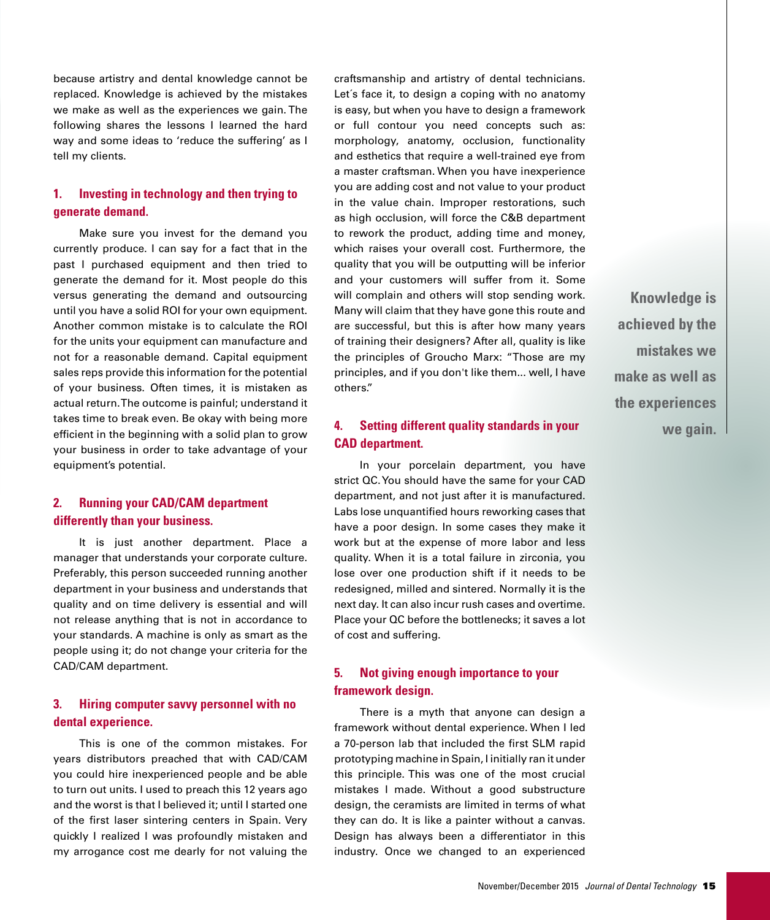because artistry and dental knowledge cannot be replaced. Knowledge is achieved by the mistakes we make as well as the experiences we gain. The following shares the lessons I learned the hard way and some ideas to 'reduce the suffering' as I tell my clients.

### 1. Investing in technology and then trying to generate demand.

Make sure you invest for the demand you currently produce. I can say for a fact that in the past I purchased equipment and then tried to generate the demand for it. Most people do this versus generating the demand and outsourcing until you have a solid ROI for your own equipment. Another common mistake is to calculate the ROI for the units your equipment can manufacture and not for a reasonable demand. Capital equipment sales reps provide this information for the potential of your business. Often times, it is mistaken as actual return. The outcome is painful; understand it takes time to break even. Be okay with being more efficient in the beginning with a solid plan to grow your business in order to take advantage of your equipment's potential.

### 2. Running your CAD/CAM department differently than your business.

It is just another department. Place a manager that understands your corporate culture. Preferably, this person succeeded running another department in your business and understands that quality and on time delivery is essential and will not release anything that is not in accordance to your standards. A machine is only as smart as the people using it; do not change your criteria for the CAD/CAM department.

### 3. Hiring computer savvy personnel with no dental experience.

This is one of the common mistakes. For years distributors preached that with CAD/CAM you could hire inexperienced people and be able to turn out units. I used to preach this 12 years ago and the worst is that I believed it; until I started one of the first laser sintering centers in Spain. Very quickly I realized I was profoundly mistaken and my arrogance cost me dearly for not valuing the craftsmanship and artistry of dental technicians. Let´s face it, to design a coping with no anatomy is easy, but when you have to design a framework or full contour you need concepts such as: morphology, anatomy, occlusion, functionality and esthetics that require a well-trained eye from a master craftsman. When you have inexperience you are adding cost and not value to your product in the value chain. Improper restorations, such as high occlusion, will force the C&B department to rework the product, adding time and money, which raises your overall cost. Furthermore, the quality that you will be outputting will be inferior and your customers will suffer from it. Some will complain and others will stop sending work. Many will claim that they have gone this route and are successful, but this is after how many years of training their designers? After all, quality is like the principles of Groucho Marx: "Those are my principles, and if you don't like them... well, I have others."

### 4. Setting different quality standards in your CAD department.

In your porcelain department, you have strict QC. You should have the same for your CAD department, and not just after it is manufactured. Labs lose unquantified hours reworking cases that have a poor design. In some cases they make it work but at the expense of more labor and less quality. When it is a total failure in zirconia, you lose over one production shift if it needs to be redesigned, milled and sintered. Normally it is the next day. It can also incur rush cases and overtime. Place your QC before the bottlenecks; it saves a lot of cost and suffering.

### 5. Not giving enough importance to your framework design.

There is a myth that anyone can design a framework without dental experience. When I led a 70-person lab that included the first SLM rapid prototyping machine in Spain, I initially ran it under this principle. This was one of the most crucial mistakes I made. Without a good substructure design, the ceramists are limited in terms of what they can do. It is like a painter without a canvas. Design has always been a differentiator in this industry. Once we changed to an experienced

**Knowledge is achieved by the mistakes we make as well as the experiences we gain.**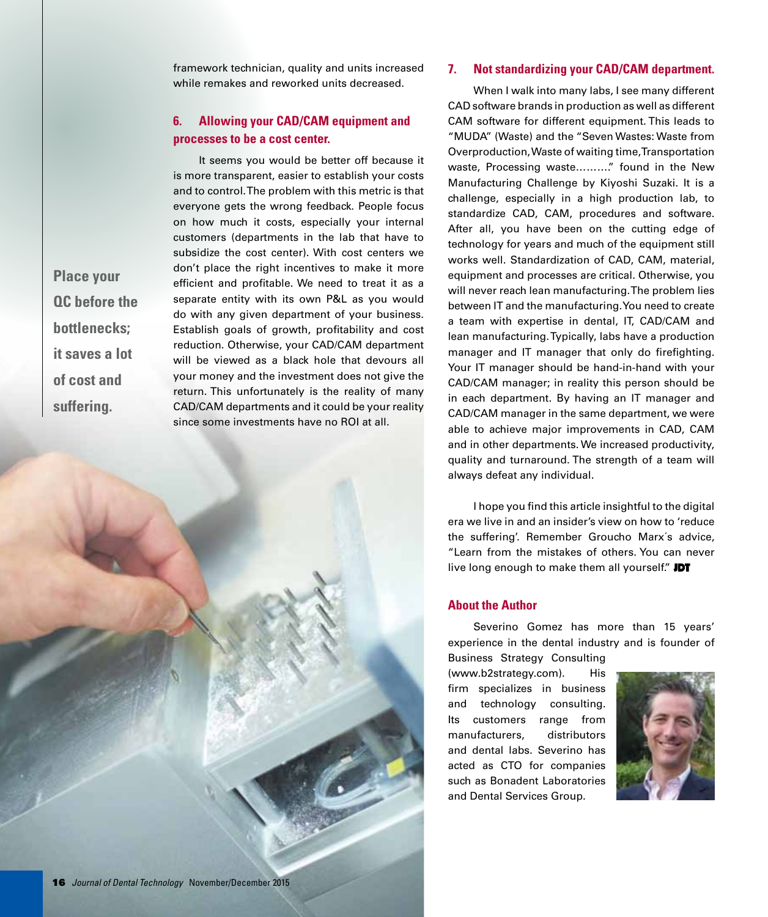framework technician, quality and units increased while remakes and reworked units decreased.

## 6. Allowing your CAD/CAM equipment and processes to be a cost center.

It seems you would be better off because it is more transparent, easier to establish your costs and to control. The problem with this metric is that everyone gets the wrong feedback. People focus on how much it costs, especially your internal customers (departments in the lab that have to subsidize the cost center). With cost centers we don't place the right incentives to make it more efficient and profitable. We need to treat it as a separate entity with its own P&L as you would do with any given department of your business. Establish goals of growth, profitability and cost reduction. Otherwise, your CAD/CAM department will be viewed as a black hole that devours all your money and the investment does not give the return. This unfortunately is the reality of many CAD/CAM departments and it could be your reality since some investments have no ROI at all.

**Place your QC before the bottlenecks; it saves a lot of cost and suffering.**

## 7. Not standardizing your CAD/CAM department.

When I walk into many labs, I see many different CAD software brands in production as well as different CAM software for different equipment. This leads to "MUDA" (Waste) and the "Seven Wastes: Waste from Overproduction, Waste of waiting time, Transportation waste, Processing waste………" found in the New Manufacturing Challenge by Kiyoshi Suzaki. It is a challenge, especially in a high production lab, to standardize CAD, CAM, procedures and software. After all, you have been on the cutting edge of technology for years and much of the equipment still works well. Standardization of CAD, CAM, material, equipment and processes are critical. Otherwise, you will never reach lean manufacturing. The problem lies between IT and the manufacturing. You need to create a team with expertise in dental, IT, CAD/CAM and lean manufacturing. Typically, labs have a production manager and IT manager that only do firefighting. Your IT manager should be hand-in-hand with your CAD/CAM manager; in reality this person should be in each department. By having an IT manager and CAD/CAM manager in the same department, we were able to achieve major improvements in CAD, CAM and in other departments. We increased productivity, quality and turnaround. The strength of a team will always defeat any individual.

I hope you find this article insightful to the digital era we live in and an insider's view on how to 'reduce the suffering'. Remember Groucho Marx´s advice, "Learn from the mistakes of others. You can never live long enough to make them all yourself." JDT

## About the Author

Severino Gomez has more than 15 years' experience in the dental industry and is founder of Business Strategy Consulting (www.b2strategy.com). His firm specializes in business and technology consulting. Its customers range from manufacturers, distributors and dental labs. Severino has acted as CTO for companies such as Bonadent Laboratories and Dental Services Group.